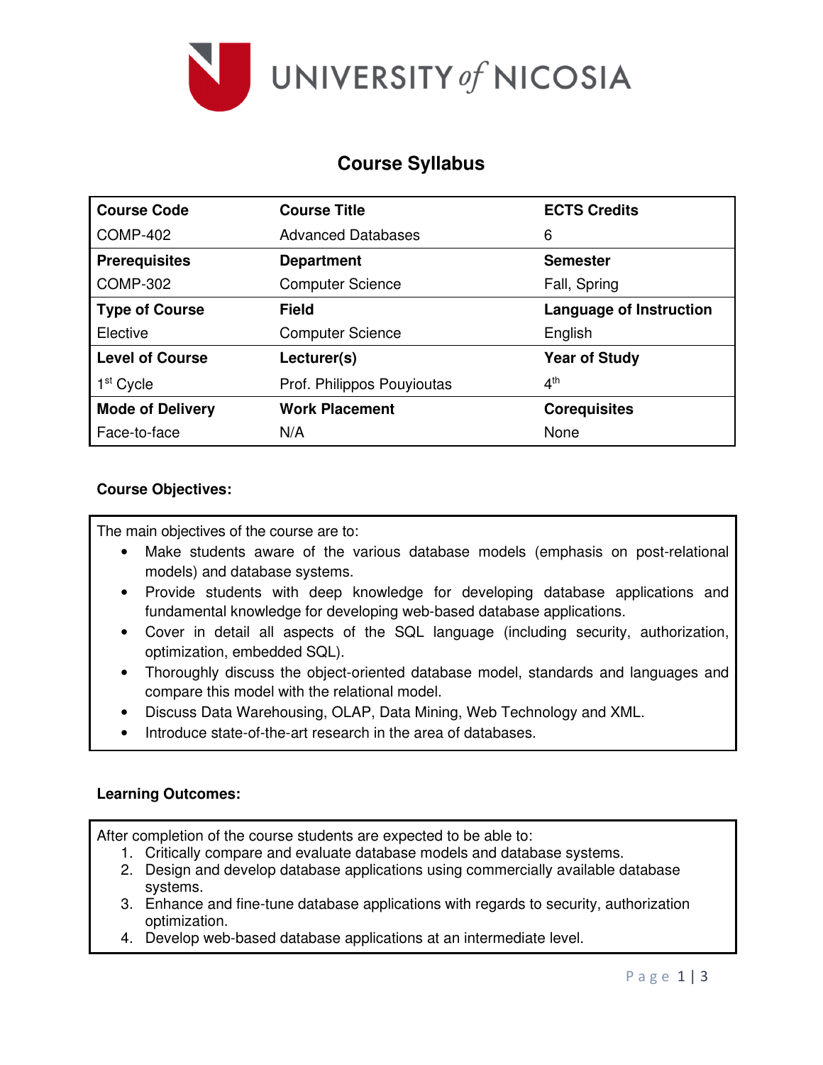# Course Syllabus

| Course Code | Course Title | ECTS Credits |
|---|---|---|
| COMP-402 | Advanced Databases | 6 |
| **Prerequisites** | **Department** | **Semester** |
| COMP-302 | Computer Science | Fall, Spring |
| **Type of Course** | **Field** | **Language of Instruction** |
| Elective | Computer Science | English |
| **Level of Course** | **Lecturer(s)** | **Year of Study** |
| 1st Cycle | Prof. Philippos Pouyioutas | 4th |
| **Mode of Delivery** | **Work Placement** | **Corequisites** |
| Face-to-face | N/A | None |

**Course Objectives:**

The main objectives of the course are to:

- Make students aware of the various database models (emphasis on post-relational models) and database systems.
- Provide students with deep knowledge for developing database applications and fundamental knowledge for developing web-based database applications.
- Cover in detail all aspects of the SQL language (including security, authorization, optimization, embedded SQL).
- Thoroughly discuss the object-oriented database model, standards and languages and compare this model with the relational model.
- Discuss Data Warehousing, OLAP, Data Mining, Web Technology and XML.
- Introduce state-of-the-art research in the area of databases.

**Learning Outcomes:**

After completion of the course students are expected to be able to:

1. Critically compare and evaluate database models and database systems.
2. Design and develop database applications using commercially available database systems.
3. Enhance and fine-tune database applications with regards to security, authorization optimization.
4. Develop web-based database applications at an intermediate level.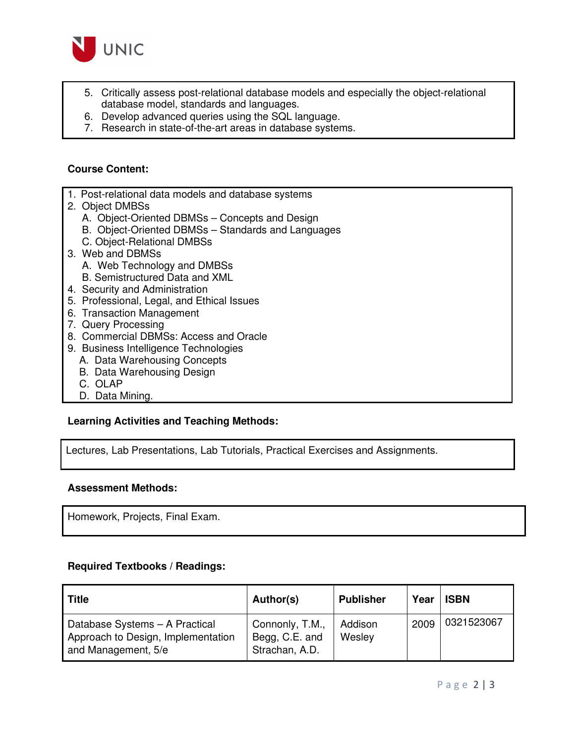5. Critically assess post-relational database models and especially the object-relational database model, standards and languages.
6. Develop advanced queries using the SQL language.
7. Research in state-of-the-art areas in database systems.

**Course Content:**

1. Post-relational data models and database systems
2. Object DMBSs
   - A. Object-Oriented DBMSs – Concepts and Design
   - B. Object-Oriented DBMSs – Standards and Languages
   - C. Object-Relational DMBSs
3. Web and DBMSs
   - A. Web Technology and DMBSs
   - B. Semistructured Data and XML
4. Security and Administration
5. Professional, Legal, and Ethical Issues
6. Transaction Management
7. Query Processing
8. Commercial DBMSs: Access and Oracle
9. Business Intelligence Technologies
   - A. Data Warehousing Concepts
   - B. Data Warehousing Design
   - C. OLAP
   - D. Data Mining.

**Learning Activities and Teaching Methods:**

Lectures, Lab Presentations, Lab Tutorials, Practical Exercises and Assignments.

**Assessment Methods:**

Homework, Projects, Final Exam.

**Required Textbooks / Readings:**

| Title | Author(s) | Publisher | Year | ISBN |
|---|---|---|---|---|
| Database Systems – A Practical Approach to Design, Implementation and Management, 5/e | Connonly, T.M., Begg, C.E. and Strachan, A.D. | Addison Wesley | 2009 | 0321523067 |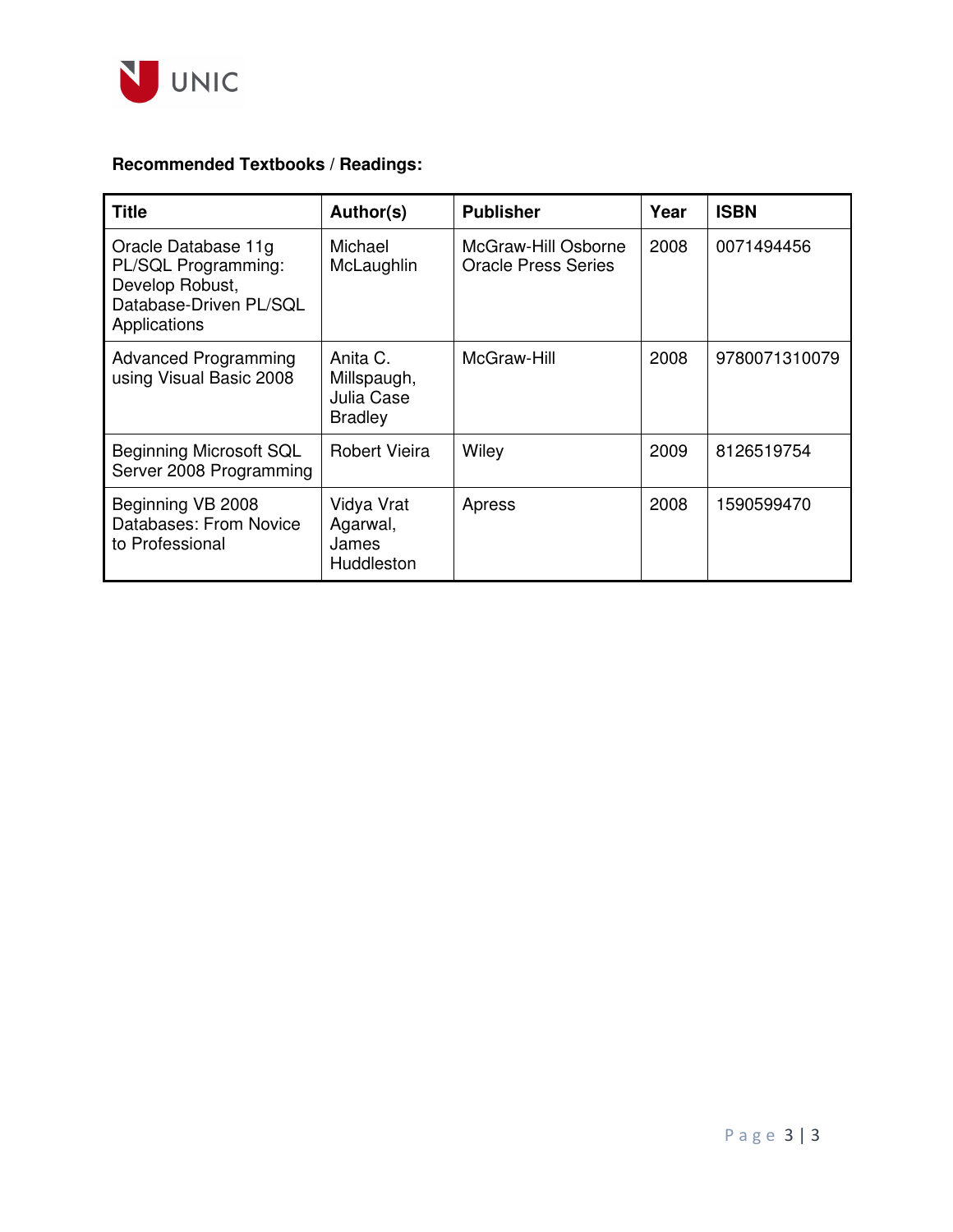**Recommended Textbooks / Readings:**

| Title | Author(s) | Publisher | Year | ISBN |
|---|---|---|---|---|
| Oracle Database 11g PL/SQL Programming: Develop Robust, Database-Driven PL/SQL Applications | Michael McLaughlin | McGraw-Hill Osborne Oracle Press Series | 2008 | 0071494456 |
| Advanced Programming using Visual Basic 2008 | Anita C. Millspaugh, Julia Case Bradley | McGraw-Hill | 2008 | 9780071310079 |
| Beginning Microsoft SQL Server 2008 Programming | Robert Vieira | Wiley | 2009 | 8126519754 |
| Beginning VB 2008 Databases: From Novice to Professional | Vidya Vrat Agarwal, James Huddleston | Apress | 2008 | 1590599470 |